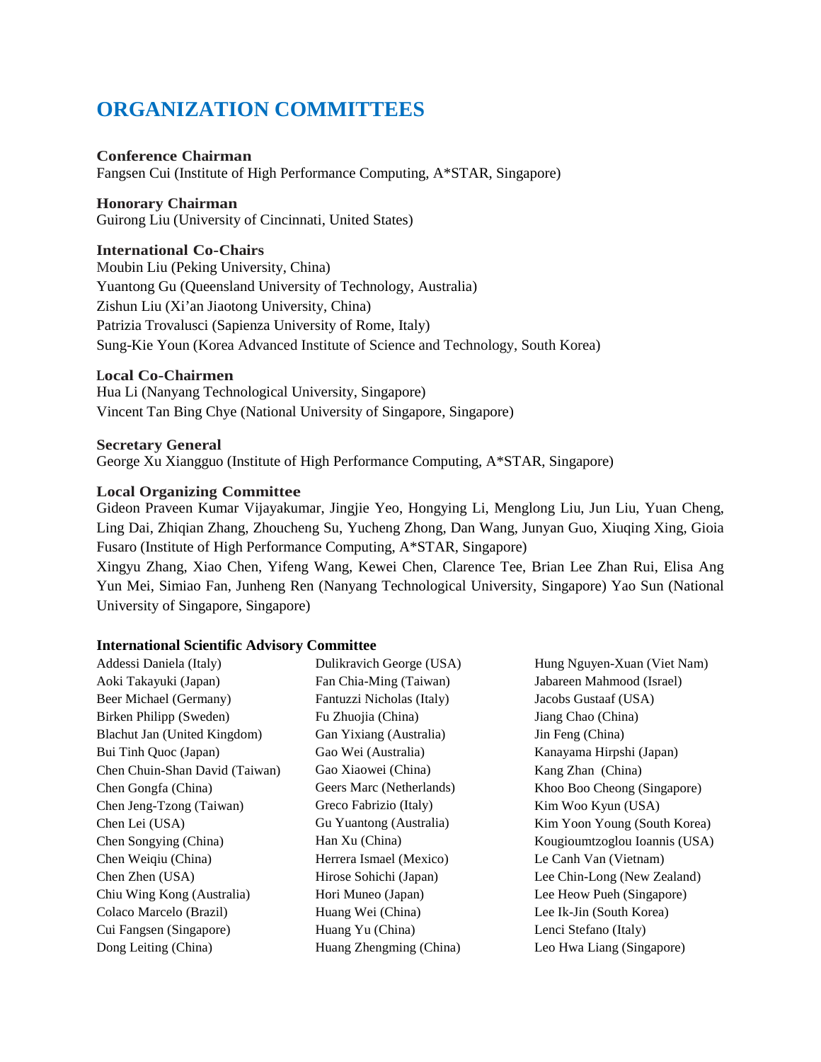# ORGANIZATION COMMITTEES

**Conference Chairman**
Fangsen Cui (Institute of High Performance Computing, A*STAR, Singapore)

**Honorary Chairman**
Guirong Liu (University of Cincinnati, United States)

**International Co-Chairs**
Moubin Liu (Peking University, China)
Yuantong Gu (Queensland University of Technology, Australia)
Zishun Liu (Xi'an Jiaotong University, China)
Patrizia Trovalusci (Sapienza University of Rome, Italy)
Sung-Kie Youn (Korea Advanced Institute of Science and Technology, South Korea)

**Local Co-Chairmen**
Hua Li (Nanyang Technological University, Singapore)
Vincent Tan Bing Chye (National University of Singapore, Singapore)

**Secretary General**
George Xu Xiangguo (Institute of High Performance Computing, A*STAR, Singapore)

**Local Organizing Committee**
Gideon Praveen Kumar Vijayakumar, Jingjie Yeo, Hongying Li, Menglong Liu, Jun Liu, Yuan Cheng, Ling Dai, Zhiqian Zhang, Zhoucheng Su, Yucheng Zhong, Dan Wang, Junyan Guo, Xiuqing Xing, Gioia Fusaro (Institute of High Performance Computing, A*STAR, Singapore)
Xingyu Zhang, Xiao Chen, Yifeng Wang, Kewei Chen, Clarence Tee, Brian Lee Zhan Rui, Elisa Ang Yun Mei, Simiao Fan, Junheng Ren (Nanyang Technological University, Singapore) Yao Sun (National University of Singapore, Singapore)

**International Scientific Advisory Committee**

Addessi Daniela (Italy)
Aoki Takayuki (Japan)
Beer Michael (Germany)
Birken Philipp (Sweden)
Blachut Jan (United Kingdom)
Bui Tinh Quoc (Japan)
Chen Chuin-Shan David (Taiwan)
Chen Gongfa (China)
Chen Jeng-Tzong (Taiwan)
Chen Lei (USA)
Chen Songying (China)
Chen Weiqiu (China)
Chen Zhen (USA)
Chiu Wing Kong (Australia)
Colaco Marcelo (Brazil)
Cui Fangsen (Singapore)
Dong Leiting (China)
Dulikravich George (USA)
Fan Chia-Ming (Taiwan)
Fantuzzi Nicholas (Italy)
Fu Zhuojia (China)
Gan Yixiang (Australia)
Gao Wei (Australia)
Gao Xiaowei (China)
Geers Marc (Netherlands)
Greco Fabrizio (Italy)
Gu Yuantong (Australia)
Han Xu (China)
Herrera Ismael (Mexico)
Hirose Sohichi (Japan)
Hori Muneo (Japan)
Huang Wei (China)
Huang Yu (China)
Huang Zhengming (China)
Hung Nguyen-Xuan (Viet Nam)
Jabareen Mahmood (Israel)
Jacobs Gustaaf (USA)
Jiang Chao (China)
Jin Feng (China)
Kanayama Hirpshi (Japan)
Kang Zhan (China)
Khoo Boo Cheong (Singapore)
Kim Woo Kyun (USA)
Kim Yoon Young (South Korea)
Kougioumtzoglou Ioannis (USA)
Le Canh Van (Vietnam)
Lee Chin-Long (New Zealand)
Lee Heow Pueh (Singapore)
Lee Ik-Jin (South Korea)
Lenci Stefano (Italy)
Leo Hwa Liang (Singapore)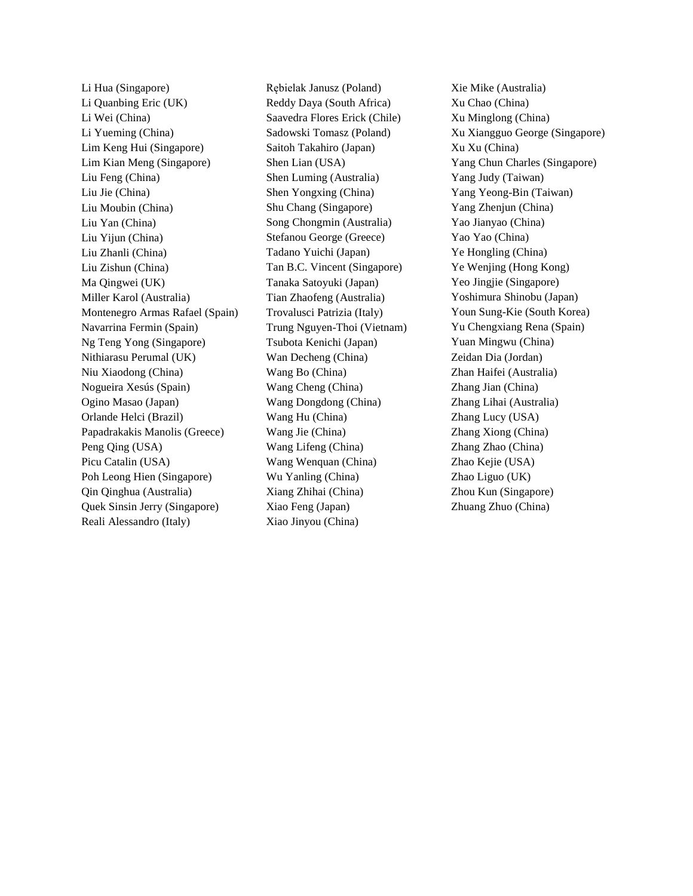Li Hua (Singapore)
Li Quanbing Eric (UK)
Li Wei (China)
Li Yueming (China)
Lim Keng Hui (Singapore)
Lim Kian Meng (Singapore)
Liu Feng (China)
Liu Jie (China)
Liu Moubin (China)
Liu Yan (China)
Liu Yijun (China)
Liu Zhanli (China)
Liu Zishun (China)
Ma Qingwei (UK)
Miller Karol (Australia)
Montenegro Armas Rafael (Spain)
Navarrina Fermin (Spain)
Ng Teng Yong (Singapore)
Nithiarasu Perumal (UK)
Niu Xiaodong (China)
Nogueira Xesús (Spain)
Ogino Masao (Japan)
Orlande Helci (Brazil)
Papadrakakis Manolis (Greece)
Peng Qing (USA)
Picu Catalin (USA)
Poh Leong Hien (Singapore)
Qin Qinghua (Australia)
Quek Sinsin Jerry (Singapore)
Reali Alessandro (Italy)
Rębielak Janusz (Poland)
Reddy Daya (South Africa)
Saavedra Flores Erick (Chile)
Sadowski Tomasz (Poland)
Saitoh Takahiro (Japan)
Shen Lian (USA)
Shen Luming (Australia)
Shen Yongxing (China)
Shu Chang (Singapore)
Song Chongmin (Australia)
Stefanou George (Greece)
Tadano Yuichi (Japan)
Tan B.C. Vincent (Singapore)
Tanaka Satoyuki (Japan)
Tian Zhaofeng (Australia)
Trovalusci Patrizia (Italy)
Trung Nguyen-Thoi (Vietnam)
Tsubota Kenichi (Japan)
Wan Decheng (China)
Wang Bo (China)
Wang Cheng (China)
Wang Dongdong (China)
Wang Hu (China)
Wang Jie (China)
Wang Lifeng (China)
Wang Wenquan (China)
Wu Yanling (China)
Xiang Zhihai (China)
Xiao Feng (Japan)
Xiao Jinyou (China)
Xie Mike (Australia)
Xu Chao (China)
Xu Minglong (China)
Xu Xiangguo George (Singapore)
Xu Xu (China)
Yang Chun Charles (Singapore)
Yang Judy (Taiwan)
Yang Yeong-Bin (Taiwan)
Yang Zhenjun (China)
Yao Jianyao (China)
Yao Yao (China)
Ye Hongling (China)
Ye Wenjing (Hong Kong)
Yeo Jingjie (Singapore)
Yoshimura Shinobu (Japan)
Youn Sung-Kie (South Korea)
Yu Chengxiang Rena (Spain)
Yuan Mingwu (China)
Zeidan Dia (Jordan)
Zhan Haifei (Australia)
Zhang Jian (China)
Zhang Lihai (Australia)
Zhang Lucy (USA)
Zhang Xiong (China)
Zhang Zhao (China)
Zhao Kejie (USA)
Zhao Liguo (UK)
Zhou Kun (Singapore)
Zhuang Zhuo (China)